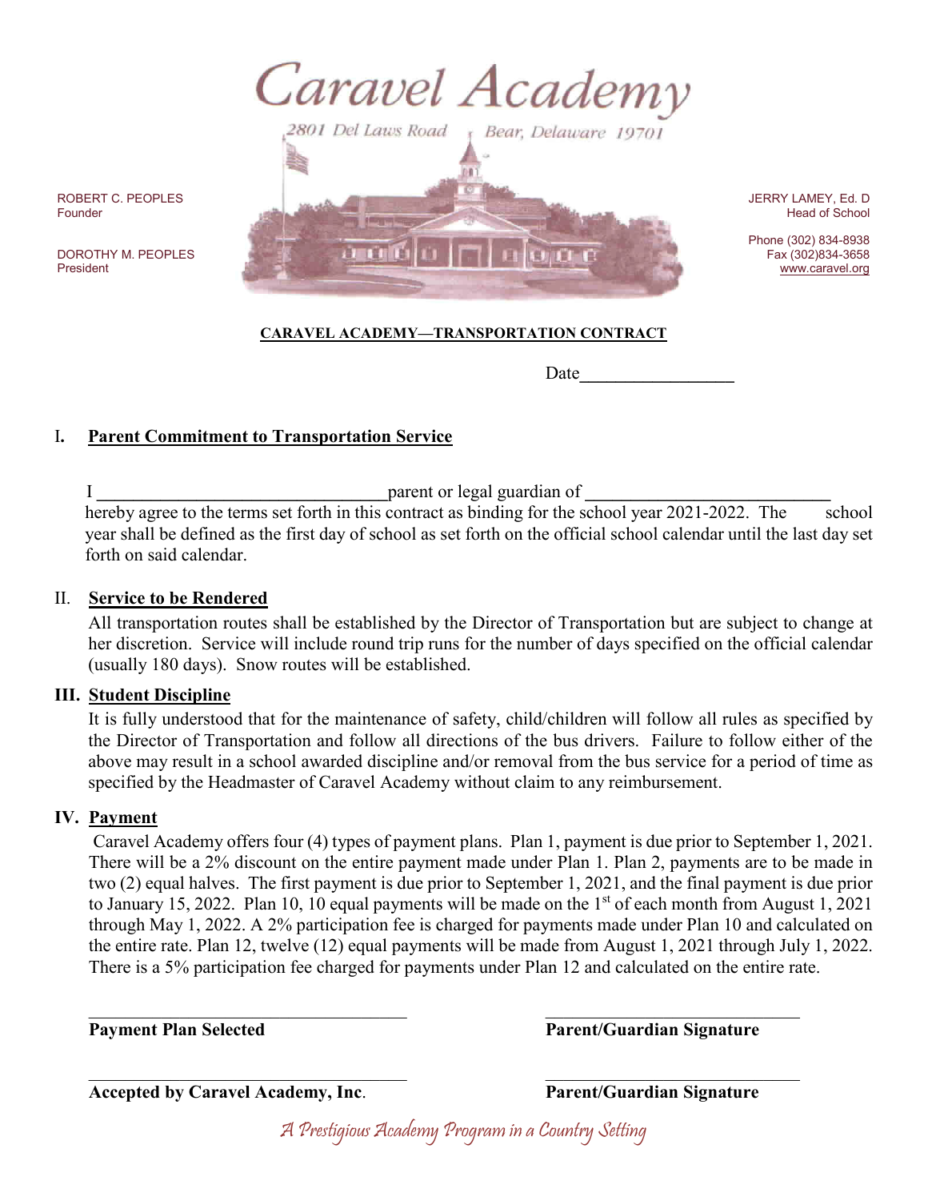# Caravel Academy

2801 Del Laws Road, Bear, Delaware 19701

ROBERT C. PEOPLES
Founder

DOROTHY M. PEOPLES
President

JERRY LAMEY, Ed. D
Head of School

Phone (302) 834-8938
Fax (302)834-3658
www.caravel.org

## CARAVEL ACADEMY—TRANSPORTATION CONTRACT

Date__________________

### I. Parent Commitment to Transportation Service

I ________________________________parent or legal guardian of ____________________________ hereby agree to the terms set forth in this contract as binding for the school year 2021-2022. The school year shall be defined as the first day of school as set forth on the official school calendar until the last day set forth on said calendar.

### II. Service to be Rendered

All transportation routes shall be established by the Director of Transportation but are subject to change at her discretion. Service will include round trip runs for the number of days specified on the official calendar (usually 180 days). Snow routes will be established.

### III. Student Discipline

It is fully understood that for the maintenance of safety, child/children will follow all rules as specified by the Director of Transportation and follow all directions of the bus drivers. Failure to follow either of the above may result in a school awarded discipline and/or removal from the bus service for a period of time as specified by the Headmaster of Caravel Academy without claim to any reimbursement.

### IV. Payment

Caravel Academy offers four (4) types of payment plans. Plan 1, payment is due prior to September 1, 2021. There will be a 2% discount on the entire payment made under Plan 1. Plan 2, payments are to be made in two (2) equal halves. The first payment is due prior to September 1, 2021, and the final payment is due prior to January 15, 2022. Plan 10, 10 equal payments will be made on the 1st of each month from August 1, 2021 through May 1, 2022. A 2% participation fee is charged for payments made under Plan 10 and calculated on the entire rate. Plan 12, twelve (12) equal payments will be made from August 1, 2021 through July 1, 2022. There is a 5% participation fee charged for payments under Plan 12 and calculated on the entire rate.

___________________________________ ___________________________________

**Payment Plan Selected** **Parent/Guardian Signature**

___________________________________ ___________________________________

**Accepted by Caravel Academy, Inc**. **Parent/Guardian Signature**

*A Prestigious Academy Program in a Country Setting*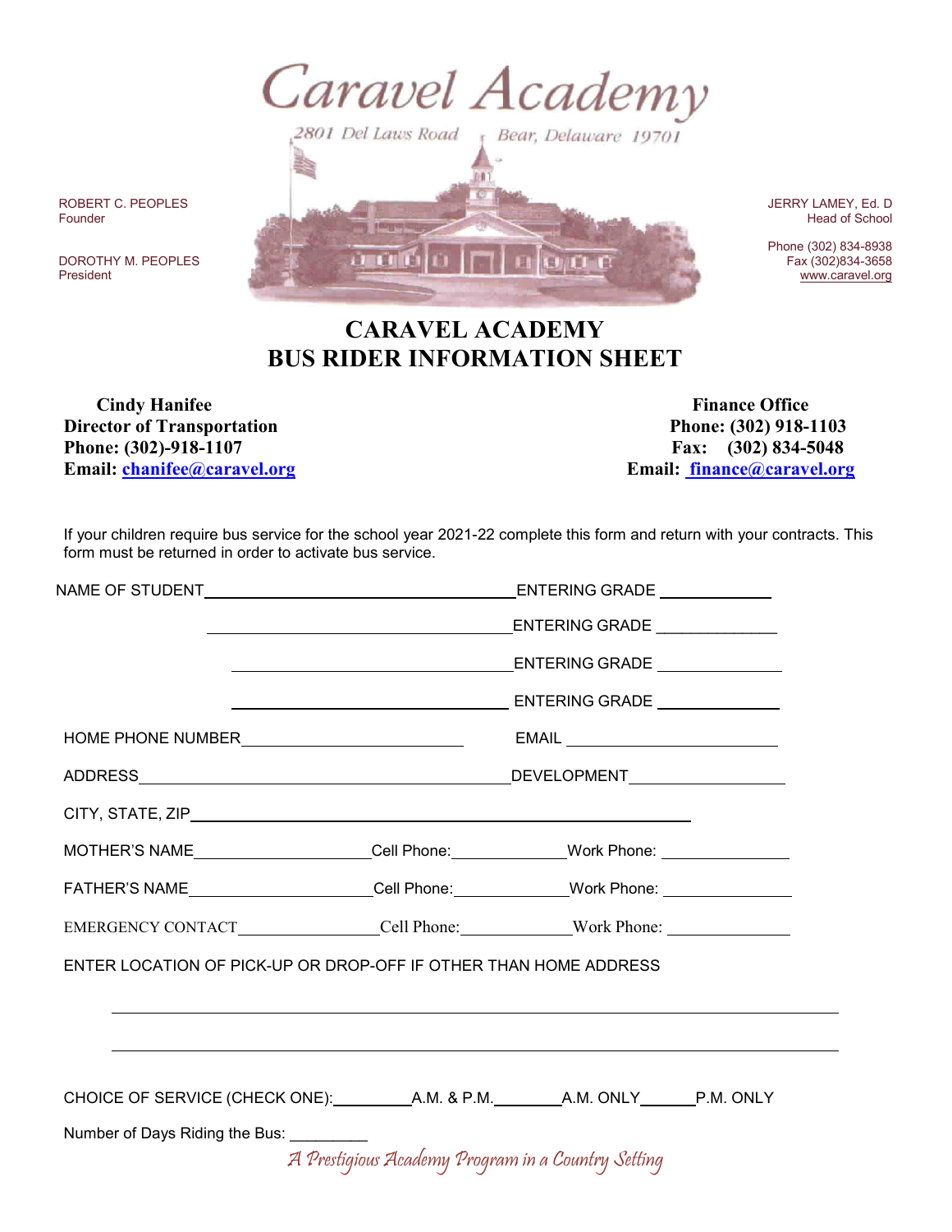# Caravel Academy

2801 Del Laws Road Bear, Delaware 19701

ROBERT C. PEOPLES
Founder

DOROTHY M. PEOPLES
President

JERRY LAMEY, Ed. D
Head of School

Phone (302) 834-8938
Fax (302)834-3658
www.caravel.org

## CARAVEL ACADEMY
## BUS RIDER INFORMATION SHEET

**Cindy Hanifee**
**Director of Transportation**
**Phone: (302)-918-1107**
**Email: chanifee@caravel.org**

**Finance Office**
**Phone: (302) 918-1103**
**Fax: (302) 834-5048**
**Email: finance@caravel.org**

If your children require bus service for the school year 2021-22 complete this form and return with your contracts. This form must be returned in order to activate bus service.

NAME OF STUDENT________________________________ ENTERING GRADE ____________

________________________________ ENTERING GRADE ____________

________________________________ ENTERING GRADE ____________

________________________________ ENTERING GRADE ____________

HOME PHONE NUMBER______________________ EMAIL ______________________

ADDRESS________________________________________ DEVELOPMENT________________

CITY, STATE, ZIP____________________________________________________

MOTHER'S NAME__________________ Cell Phone:____________ Work Phone: ______________

FATHER'S NAME__________________ Cell Phone:____________ Work Phone: ______________

EMERGENCY CONTACT______________ Cell Phone:____________ Work Phone: ______________

ENTER LOCATION OF PICK-UP OR DROP-OFF IF OTHER THAN HOME ADDRESS

______________________________________________________________________

______________________________________________________________________

CHOICE OF SERVICE (CHECK ONE):________A.M. & P.M.________A.M. ONLY______P.M. ONLY

Number of Days Riding the Bus: _________

*A Prestigious Academy Program in a Country Setting*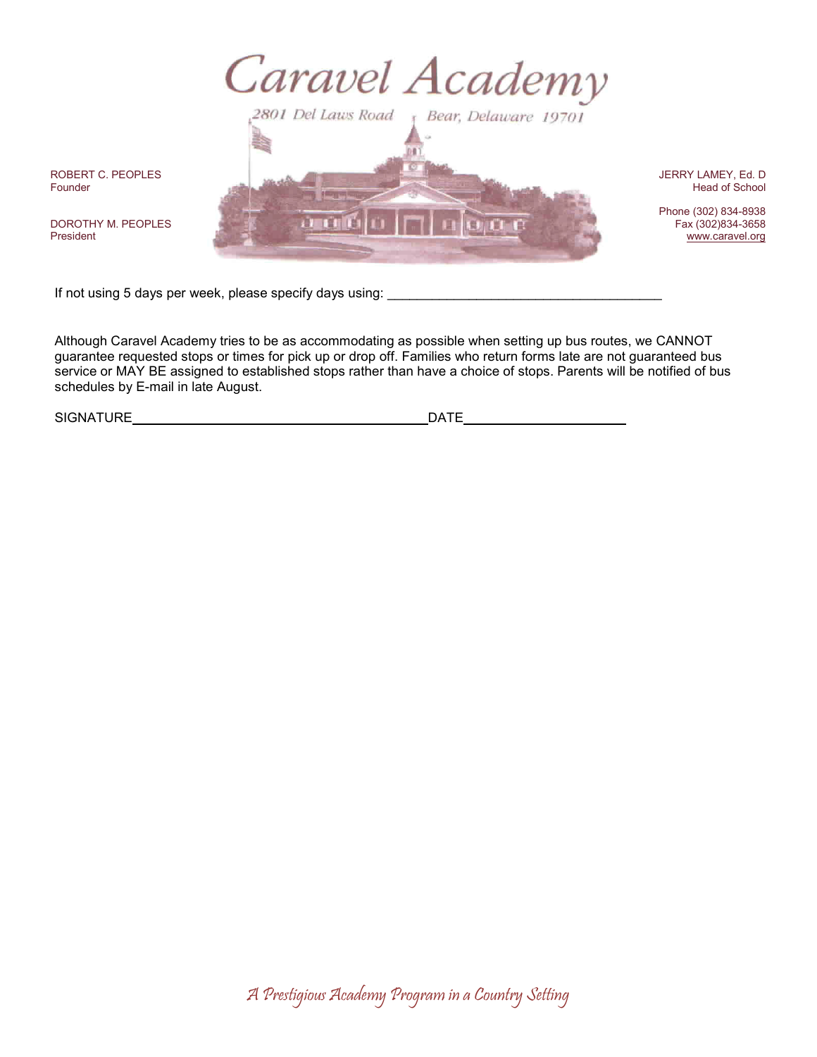# Caravel Academy

2801 Del Laws Road • Bear, Delaware 19701

ROBERT C. PEOPLES
Founder

DOROTHY M. PEOPLES
President

JERRY LAMEY, Ed. D
Head of School

Phone (302) 834-8938
Fax (302)834-3658
www.caravel.org

If not using 5 days per week, please specify days using: ______________________________________

Although Caravel Academy tries to be as accommodating as possible when setting up bus routes, we CANNOT guarantee requested stops or times for pick up or drop off. Families who return forms late are not guaranteed bus service or MAY BE assigned to established stops rather than have a choice of stops. Parents will be notified of bus schedules by E-mail in late August.

SIGNATURE________________________________________ DATE______________________

*A Prestigious Academy Program in a Country Setting*